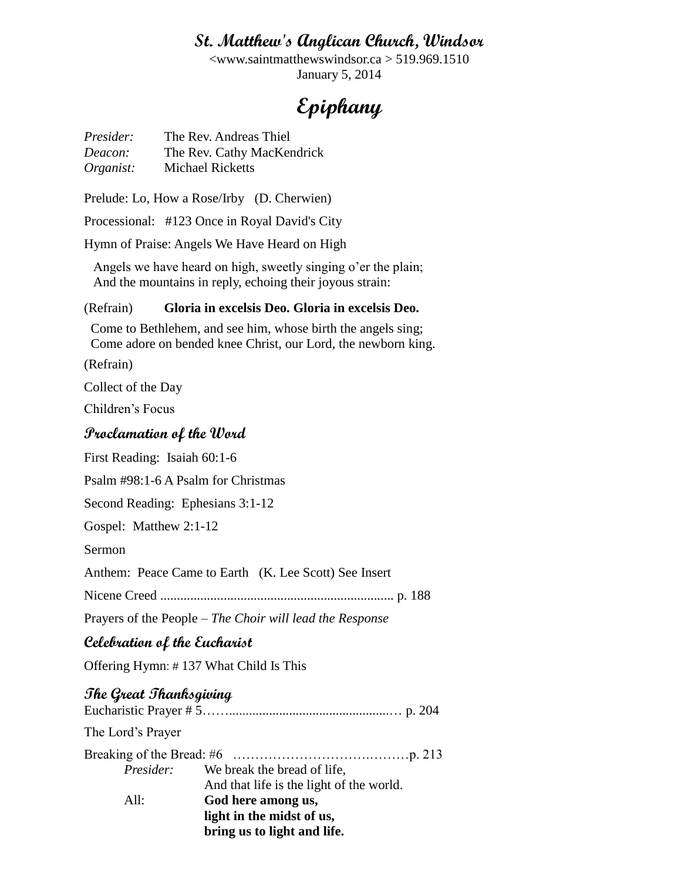# St. Matthew's Anglican Church, Windsor

<www.saintmatthewswindsor.ca > 519.969.1510

January 5, 2014

# Epiphany

*Presider:* The Rev. Andreas Thiel
*Deacon:* The Rev. Cathy MacKendrick
*Organist:* Michael Ricketts

Prelude: Lo, How a Rose/Irby (D. Cherwien)

Processional: #123 Once in Royal David's City

Hymn of Praise: Angels We Have Heard on High

Angels we have heard on high, sweetly singing o'er the plain;
And the mountains in reply, echoing their joyous strain:

(Refrain) **Gloria in excelsis Deo. Gloria in excelsis Deo.**

Come to Bethlehem, and see him, whose birth the angels sing;
Come adore on bended knee Christ, our Lord, the newborn king.

(Refrain)

Collect of the Day

Children's Focus

## Proclamation of the Word

First Reading: Isaiah 60:1-6

Psalm #98:1-6 A Psalm for Christmas

Second Reading: Ephesians 3:1-12

Gospel: Matthew 2:1-12

Sermon

Anthem: Peace Came to Earth (K. Lee Scott) See Insert

Nicene Creed ...................................................................... p. 188

Prayers of the People – *The Choir will lead the Response*

## Celebration of the Eucharist

Offering Hymn: # 137 What Child Is This

## The Great Thanksgiving

Eucharistic Prayer # 5……................................................… p. 204

The Lord's Prayer

Breaking of the Bread: #6 ……………………………….………p. 213

*Presider:* We break the bread of life,
And that life is the light of the world.

All: **God here among us,**
**light in the midst of us,**
**bring us to light and life.**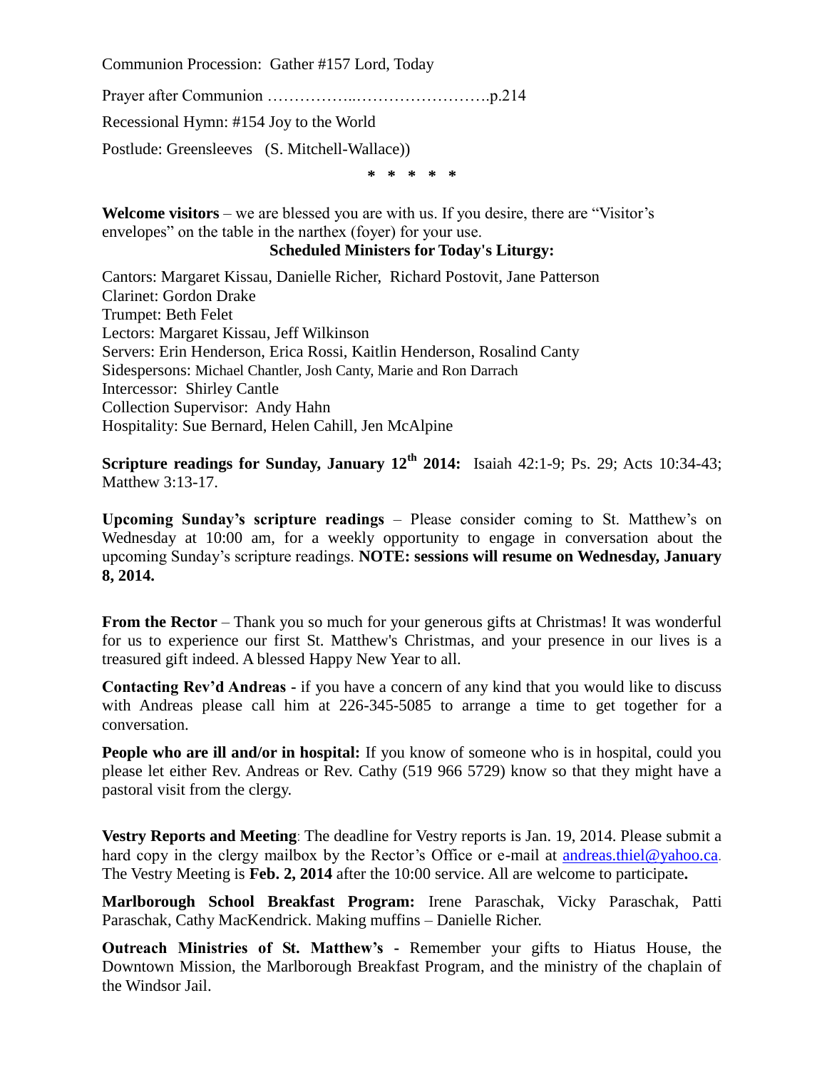Communion Procession: Gather #157 Lord, Today

Prayer after Communion ……………..…………………….p.214

Recessional Hymn: #154 Joy to the World

Postlude: Greensleeves (S. Mitchell-Wallace))

\* \* \* \* \*

**Welcome visitors** – we are blessed you are with us. If you desire, there are "Visitor's envelopes" on the table in the narthex (foyer) for your use.

**Scheduled Ministers for Today's Liturgy:**

Cantors: Margaret Kissau, Danielle Richer, Richard Postovit, Jane Patterson
Clarinet: Gordon Drake
Trumpet: Beth Felet
Lectors: Margaret Kissau, Jeff Wilkinson
Servers: Erin Henderson, Erica Rossi, Kaitlin Henderson, Rosalind Canty
Sidespersons: Michael Chantler, Josh Canty, Marie and Ron Darrach
Intercessor: Shirley Cantle
Collection Supervisor: Andy Hahn
Hospitality: Sue Bernard, Helen Cahill, Jen McAlpine

**Scripture readings for Sunday, January 12th 2014:** Isaiah 42:1-9; Ps. 29; Acts 10:34-43; Matthew 3:13-17.

**Upcoming Sunday's scripture readings** – Please consider coming to St. Matthew's on Wednesday at 10:00 am, for a weekly opportunity to engage in conversation about the upcoming Sunday's scripture readings. **NOTE: sessions will resume on Wednesday, January 8, 2014.**

**From the Rector** – Thank you so much for your generous gifts at Christmas! It was wonderful for us to experience our first St. Matthew's Christmas, and your presence in our lives is a treasured gift indeed. A blessed Happy New Year to all.

**Contacting Rev'd Andreas -** if you have a concern of any kind that you would like to discuss with Andreas please call him at 226-345-5085 to arrange a time to get together for a conversation.

**People who are ill and/or in hospital:** If you know of someone who is in hospital, could you please let either Rev. Andreas or Rev. Cathy (519 966 5729) know so that they might have a pastoral visit from the clergy.

**Vestry Reports and Meeting**: The deadline for Vestry reports is Jan. 19, 2014. Please submit a hard copy in the clergy mailbox by the Rector's Office or e-mail at andreas.thiel@yahoo.ca. The Vestry Meeting is **Feb. 2, 2014** after the 10:00 service. All are welcome to participate**.**

**Marlborough School Breakfast Program:** Irene Paraschak, Vicky Paraschak, Patti Paraschak, Cathy MacKendrick. Making muffins – Danielle Richer.

**Outreach Ministries of St. Matthew's -** Remember your gifts to Hiatus House, the Downtown Mission, the Marlborough Breakfast Program, and the ministry of the chaplain of the Windsor Jail.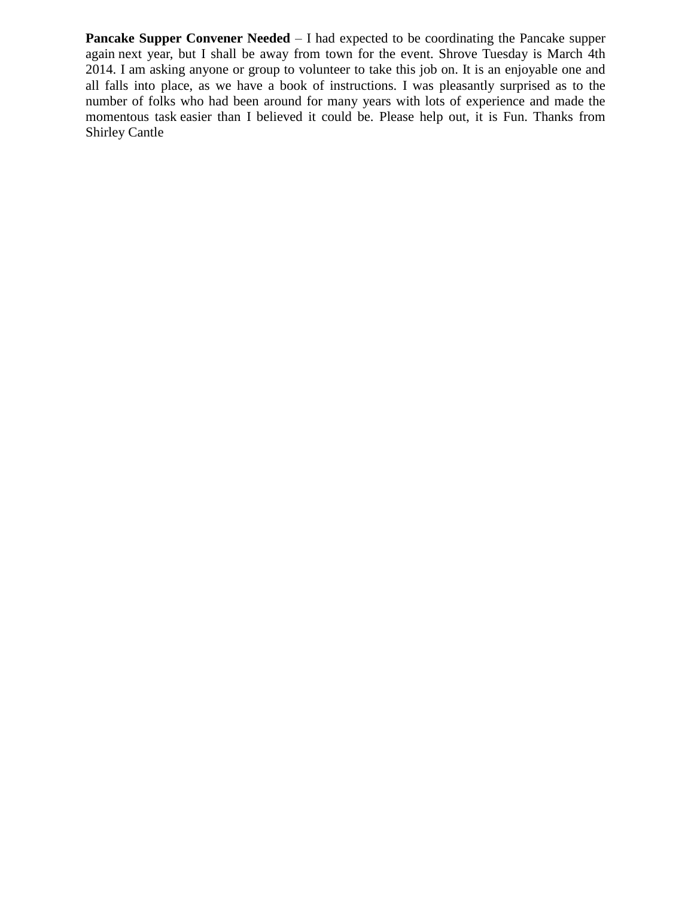**Pancake Supper Convener Needed** – I had expected to be coordinating the Pancake supper again next year, but I shall be away from town for the event. Shrove Tuesday is March 4th 2014. I am asking anyone or group to volunteer to take this job on. It is an enjoyable one and all falls into place, as we have a book of instructions. I was pleasantly surprised as to the number of folks who had been around for many years with lots of experience and made the momentous task easier than I believed it could be. Please help out, it is Fun. Thanks from Shirley Cantle